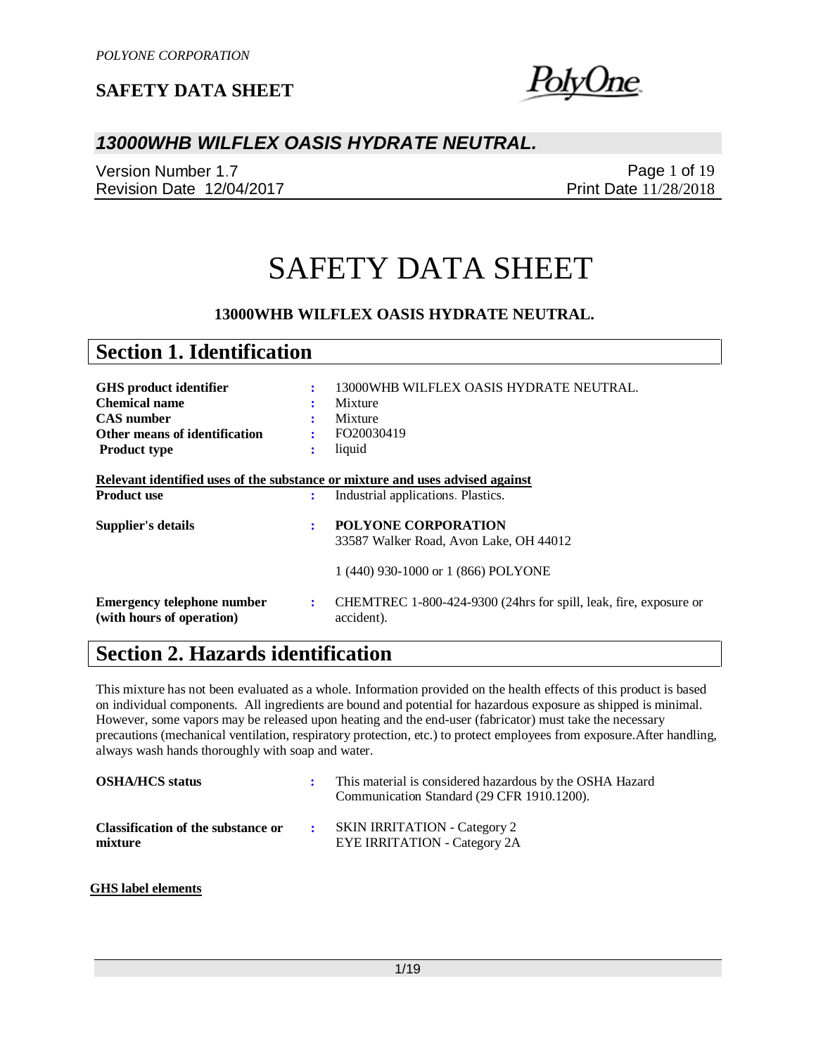# SAFETY DATA SHEET

**13000WHB WILFLEX OASIS HYDRATE NEUTRAL.**

## Section 1. Identification

| | | |
|---|---|---|
| **GHS product identifier** | : | 13000WHB WILFLEX OASIS HYDRATE NEUTRAL. |
| **Chemical name** | : | Mixture |
| **CAS number** | : | Mixture |
| **Other means of identification** | : | FO20030419 |
| **Product type** | : | liquid |

**Relevant identified uses of the substance or mixture and uses advised against**

| | | |
|---|---|---|
| **Product use** | : | Industrial applications. Plastics. |
| **Supplier's details** | : | **POLYONE CORPORATION**<br>33587 Walker Road, Avon Lake, OH 44012<br><br>1 (440) 930-1000 or 1 (866) POLYONE |
| **Emergency telephone number (with hours of operation)** | : | CHEMTREC 1-800-424-9300 (24hrs for spill, leak, fire, exposure or accident). |

## Section 2. Hazards identification

This mixture has not been evaluated as a whole. Information provided on the health effects of this product is based on individual components. All ingredients are bound and potential for hazardous exposure as shipped is minimal. However, some vapors may be released upon heating and the end-user (fabricator) must take the necessary precautions (mechanical ventilation, respiratory protection, etc.) to protect employees from exposure.After handling, always wash hands thoroughly with soap and water.

| | | |
|---|---|---|
| **OSHA/HCS status** | : | This material is considered hazardous by the OSHA Hazard Communication Standard (29 CFR 1910.1200). |
| **Classification of the substance or mixture** | : | SKIN IRRITATION - Category 2<br>EYE IRRITATION - Category 2A |

**GHS label elements**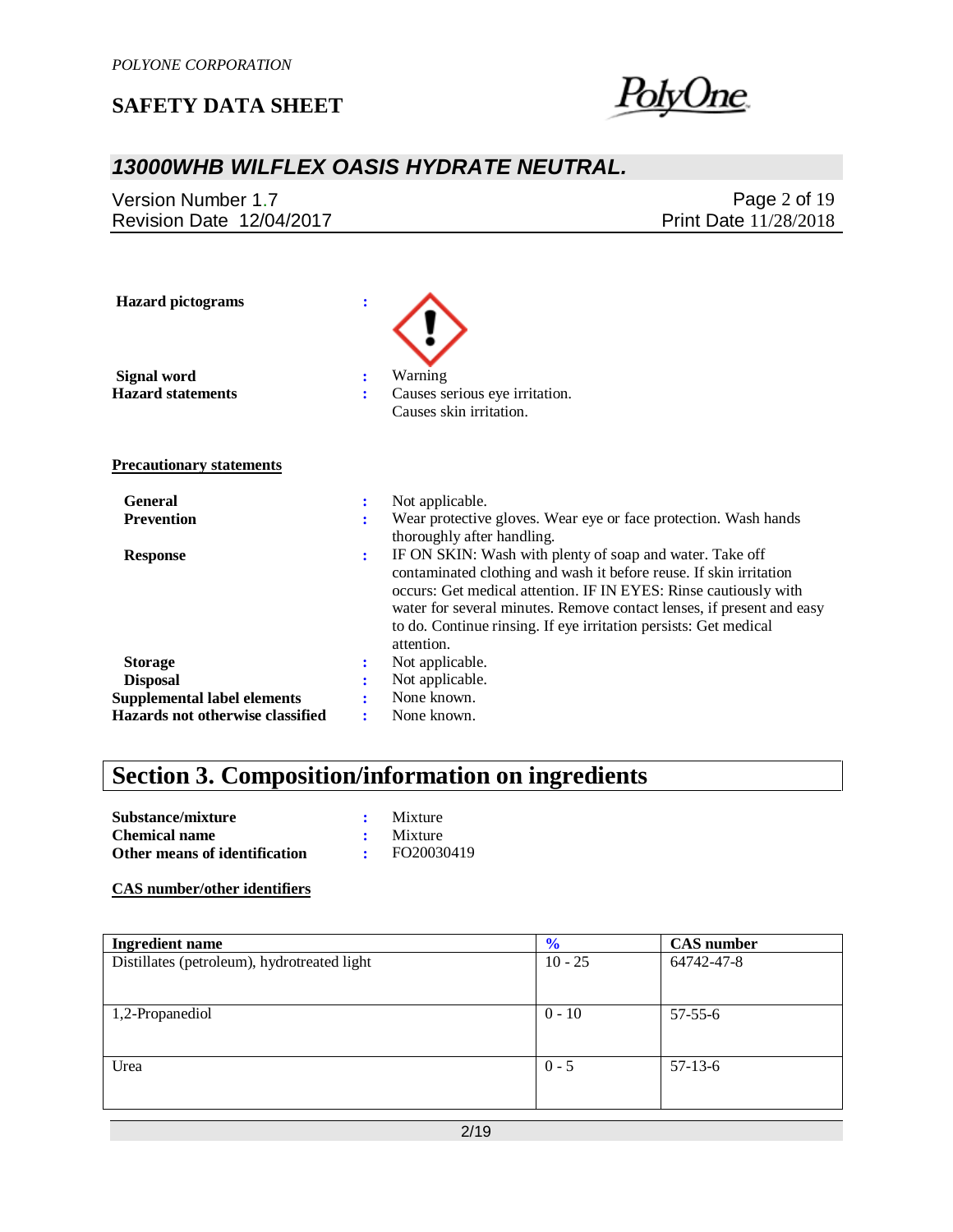**Hazard pictograms** :

**Signal word** : Warning

**Hazard statements** : Causes serious eye irritation.
Causes skin irritation.

**Precautionary statements**

**General** : Not applicable.

**Prevention** : Wear protective gloves. Wear eye or face protection. Wash hands thoroughly after handling.

**Response** : IF ON SKIN: Wash with plenty of soap and water. Take off contaminated clothing and wash it before reuse. If skin irritation occurs: Get medical attention. IF IN EYES: Rinse cautiously with water for several minutes. Remove contact lenses, if present and easy to do. Continue rinsing. If eye irritation persists: Get medical attention.

**Storage** : Not applicable.

**Disposal** : Not applicable.

**Supplemental label elements** : None known.

**Hazards not otherwise classified** : None known.

# Section 3. Composition/information on ingredients

**Substance/mixture** : Mixture

**Chemical name** : Mixture

**Other means of identification** : FO20030419

**CAS number/other identifiers**

| Ingredient name | % | CAS number |
|---|---|---|
| Distillates (petroleum), hydrotreated light | 10 - 25 | 64742-47-8 |
| 1,2-Propanediol | 0 - 10 | 57-55-6 |
| Urea | 0 - 5 | 57-13-6 |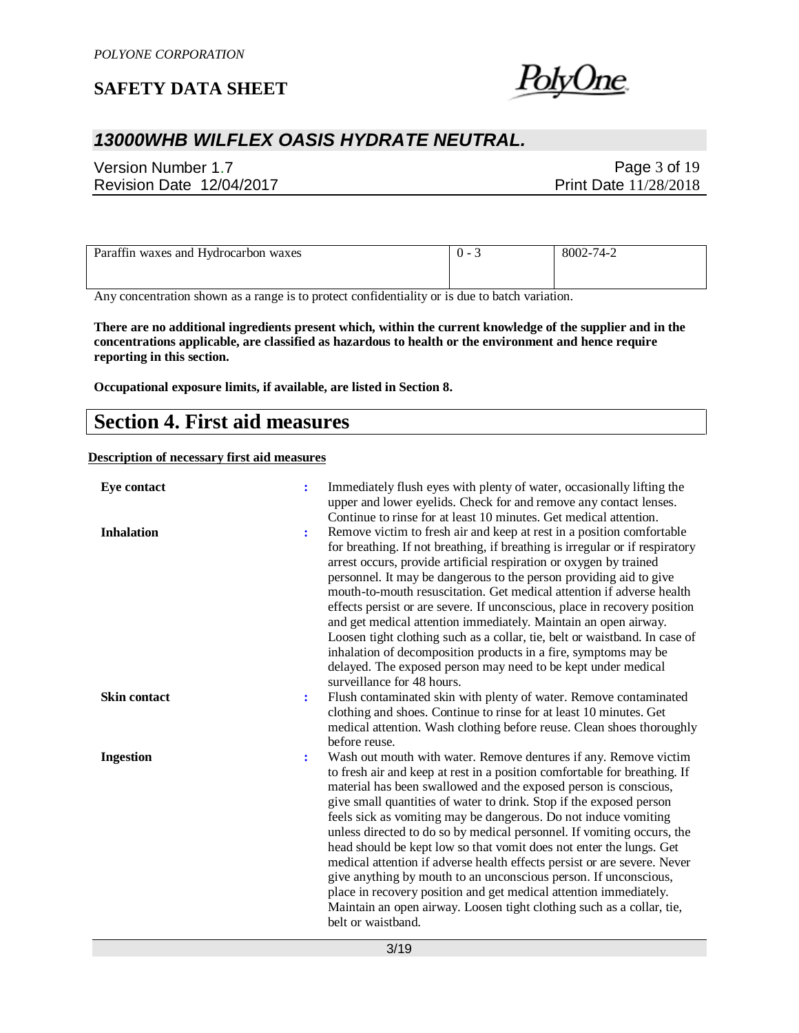| Paraffin waxes and Hydrocarbon waxes | 0 - 3 | 8002-74-2 |
|---|---|---|

Any concentration shown as a range is to protect confidentiality or is due to batch variation.

**There are no additional ingredients present which, within the current knowledge of the supplier and in the concentrations applicable, are classified as hazardous to health or the environment and hence require reporting in this section.**

**Occupational exposure limits, if available, are listed in Section 8.**

# Section 4. First aid measures

**Description of necessary first aid measures**

**Eye contact** : Immediately flush eyes with plenty of water, occasionally lifting the upper and lower eyelids. Check for and remove any contact lenses. Continue to rinse for at least 10 minutes. Get medical attention.

**Inhalation** : Remove victim to fresh air and keep at rest in a position comfortable for breathing. If not breathing, if breathing is irregular or if respiratory arrest occurs, provide artificial respiration or oxygen by trained personnel. It may be dangerous to the person providing aid to give mouth-to-mouth resuscitation. Get medical attention if adverse health effects persist or are severe. If unconscious, place in recovery position and get medical attention immediately. Maintain an open airway. Loosen tight clothing such as a collar, tie, belt or waistband. In case of inhalation of decomposition products in a fire, symptoms may be delayed. The exposed person may need to be kept under medical surveillance for 48 hours.

**Skin contact** : Flush contaminated skin with plenty of water. Remove contaminated clothing and shoes. Continue to rinse for at least 10 minutes. Get medical attention. Wash clothing before reuse. Clean shoes thoroughly before reuse.

**Ingestion** : Wash out mouth with water. Remove dentures if any. Remove victim to fresh air and keep at rest in a position comfortable for breathing. If material has been swallowed and the exposed person is conscious, give small quantities of water to drink. Stop if the exposed person feels sick as vomiting may be dangerous. Do not induce vomiting unless directed to do so by medical personnel. If vomiting occurs, the head should be kept low so that vomit does not enter the lungs. Get medical attention if adverse health effects persist or are severe. Never give anything by mouth to an unconscious person. If unconscious, place in recovery position and get medical attention immediately. Maintain an open airway. Loosen tight clothing such as a collar, tie, belt or waistband.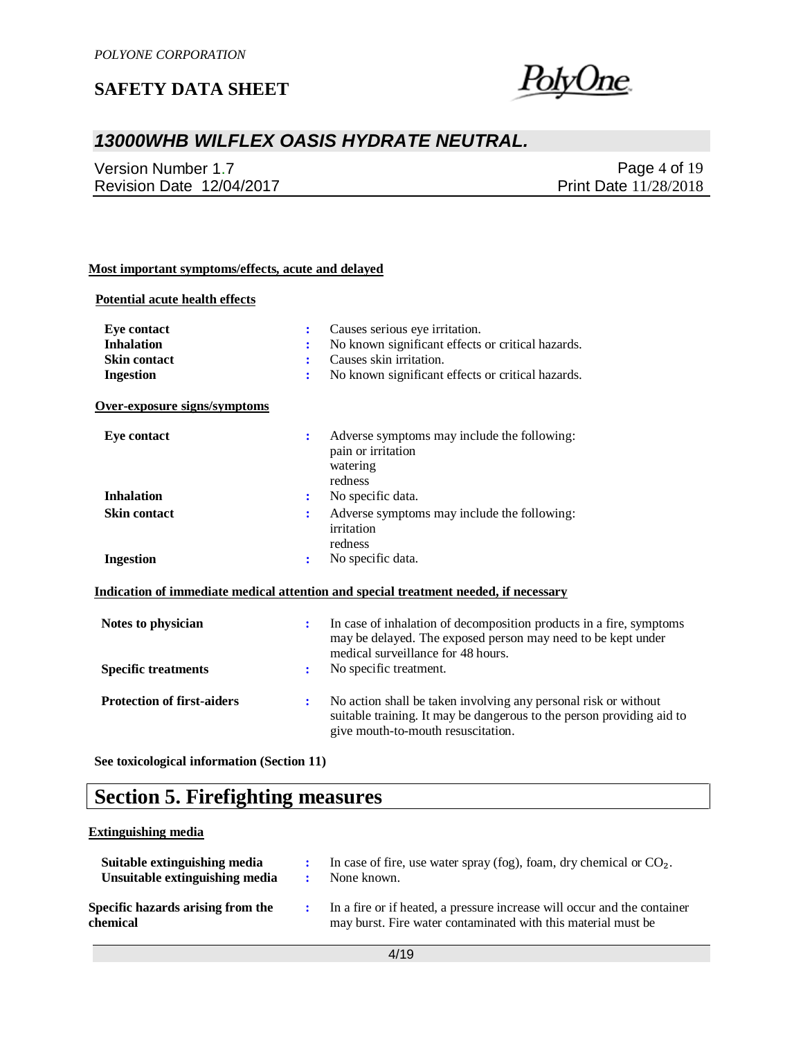**Most important symptoms/effects, acute and delayed**

**Potential acute health effects**

| | | |
|---|---|---|
| **Eye contact** | : | Causes serious eye irritation. |
| **Inhalation** | : | No known significant effects or critical hazards. |
| **Skin contact** | : | Causes skin irritation. |
| **Ingestion** | : | No known significant effects or critical hazards. |

**Over-exposure signs/symptoms**

| | | |
|---|---|---|
| **Eye contact** | : | Adverse symptoms may include the following:<br>pain or irritation<br>watering<br>redness |
| **Inhalation** | : | No specific data. |
| **Skin contact** | : | Adverse symptoms may include the following:<br>irritation<br>redness |
| **Ingestion** | : | No specific data. |

**Indication of immediate medical attention and special treatment needed, if necessary**

| | | |
|---|---|---|
| **Notes to physician** | : | In case of inhalation of decomposition products in a fire, symptoms may be delayed. The exposed person may need to be kept under medical surveillance for 48 hours. |
| **Specific treatments** | : | No specific treatment. |
| **Protection of first-aiders** | : | No action shall be taken involving any personal risk or without suitable training. It may be dangerous to the person providing aid to give mouth-to-mouth resuscitation. |

**See toxicological information (Section 11)**

# Section 5. Firefighting measures

**Extinguishing media**

| | | |
|---|---|---|
| **Suitable extinguishing media** | : | In case of fire, use water spray (fog), foam, dry chemical or $CO_2$. |
| **Unsuitable extinguishing media** | : | None known. |
| **Specific hazards arising from the chemical** | : | In a fire or if heated, a pressure increase will occur and the container may burst. Fire water contaminated with this material must be |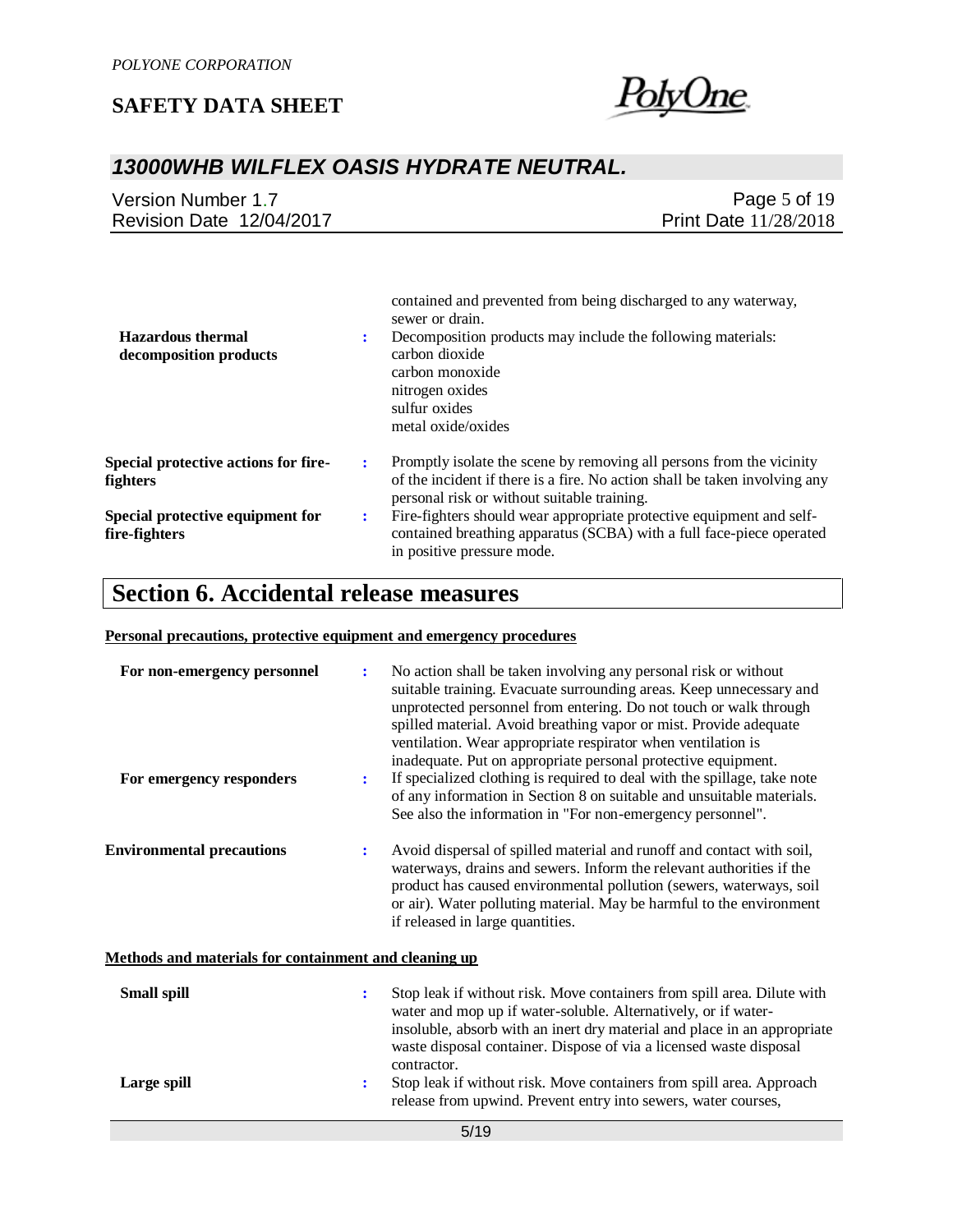contained and prevented from being discharged to any waterway, sewer or drain.

| | | |
|---|---|---|
| **Hazardous thermal decomposition products** | : | Decomposition products may include the following materials: carbon dioxide carbon monoxide nitrogen oxides sulfur oxides metal oxide/oxides |
| **Special protective actions for fire-fighters** | : | Promptly isolate the scene by removing all persons from the vicinity of the incident if there is a fire. No action shall be taken involving any personal risk or without suitable training. |
| **Special protective equipment for fire-fighters** | : | Fire-fighters should wear appropriate protective equipment and self-contained breathing apparatus (SCBA) with a full face-piece operated in positive pressure mode. |

# Section 6. Accidental release measures

**Personal precautions, protective equipment and emergency procedures**

| | | |
|---|---|---|
| **For non-emergency personnel** | : | No action shall be taken involving any personal risk or without suitable training. Evacuate surrounding areas. Keep unnecessary and unprotected personnel from entering. Do not touch or walk through spilled material. Avoid breathing vapor or mist. Provide adequate ventilation. Wear appropriate respirator when ventilation is inadequate. Put on appropriate personal protective equipment. |
| **For emergency responders** | : | If specialized clothing is required to deal with the spillage, take note of any information in Section 8 on suitable and unsuitable materials. See also the information in "For non-emergency personnel". |
| **Environmental precautions** | : | Avoid dispersal of spilled material and runoff and contact with soil, waterways, drains and sewers. Inform the relevant authorities if the product has caused environmental pollution (sewers, waterways, soil or air). Water polluting material. May be harmful to the environment if released in large quantities. |

**Methods and materials for containment and cleaning up**

| | | |
|---|---|---|
| **Small spill** | : | Stop leak if without risk. Move containers from spill area. Dilute with water and mop up if water-soluble. Alternatively, or if water-insoluble, absorb with an inert dry material and place in an appropriate waste disposal container. Dispose of via a licensed waste disposal contractor. |
| **Large spill** | : | Stop leak if without risk. Move containers from spill area. Approach release from upwind. Prevent entry into sewers, water courses, |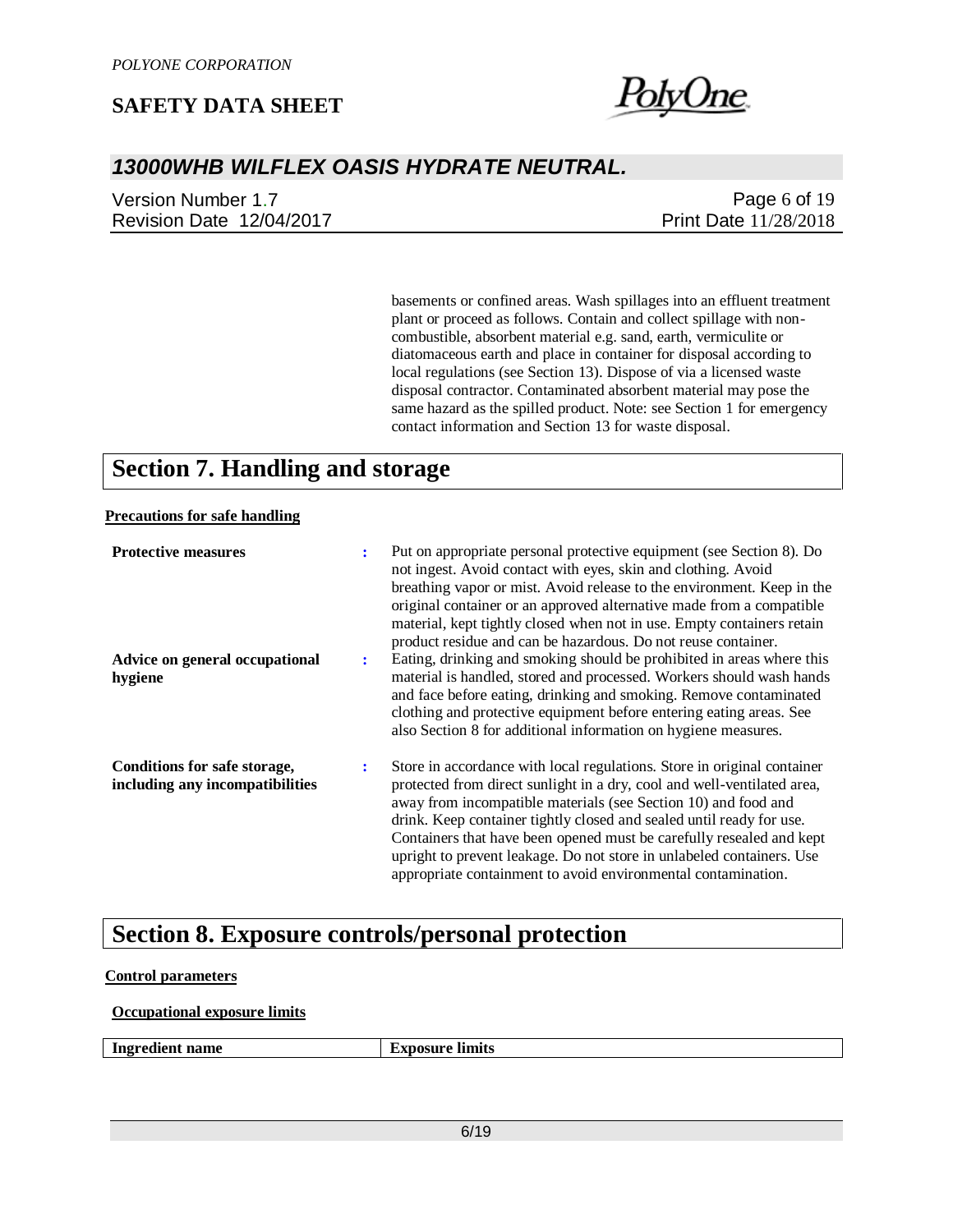basements or confined areas. Wash spillages into an effluent treatment plant or proceed as follows. Contain and collect spillage with non-combustible, absorbent material e.g. sand, earth, vermiculite or diatomaceous earth and place in container for disposal according to local regulations (see Section 13). Dispose of via a licensed waste disposal contractor. Contaminated absorbent material may pose the same hazard as the spilled product. Note: see Section 1 for emergency contact information and Section 13 for waste disposal.

# Section 7. Handling and storage

**Precautions for safe handling**

**Protective measures** : Put on appropriate personal protective equipment (see Section 8). Do not ingest. Avoid contact with eyes, skin and clothing. Avoid breathing vapor or mist. Avoid release to the environment. Keep in the original container or an approved alternative made from a compatible material, kept tightly closed when not in use. Empty containers retain product residue and can be hazardous. Do not reuse container.

**Advice on general occupational hygiene** : Eating, drinking and smoking should be prohibited in areas where this material is handled, stored and processed. Workers should wash hands and face before eating, drinking and smoking. Remove contaminated clothing and protective equipment before entering eating areas. See also Section 8 for additional information on hygiene measures.

**Conditions for safe storage, including any incompatibilities** : Store in accordance with local regulations. Store in original container protected from direct sunlight in a dry, cool and well-ventilated area, away from incompatible materials (see Section 10) and food and drink. Keep container tightly closed and sealed until ready for use. Containers that have been opened must be carefully resealed and kept upright to prevent leakage. Do not store in unlabeled containers. Use appropriate containment to avoid environmental contamination.

# Section 8. Exposure controls/personal protection

**Control parameters**

**Occupational exposure limits**

| Ingredient name | Exposure limits |
| --- | --- |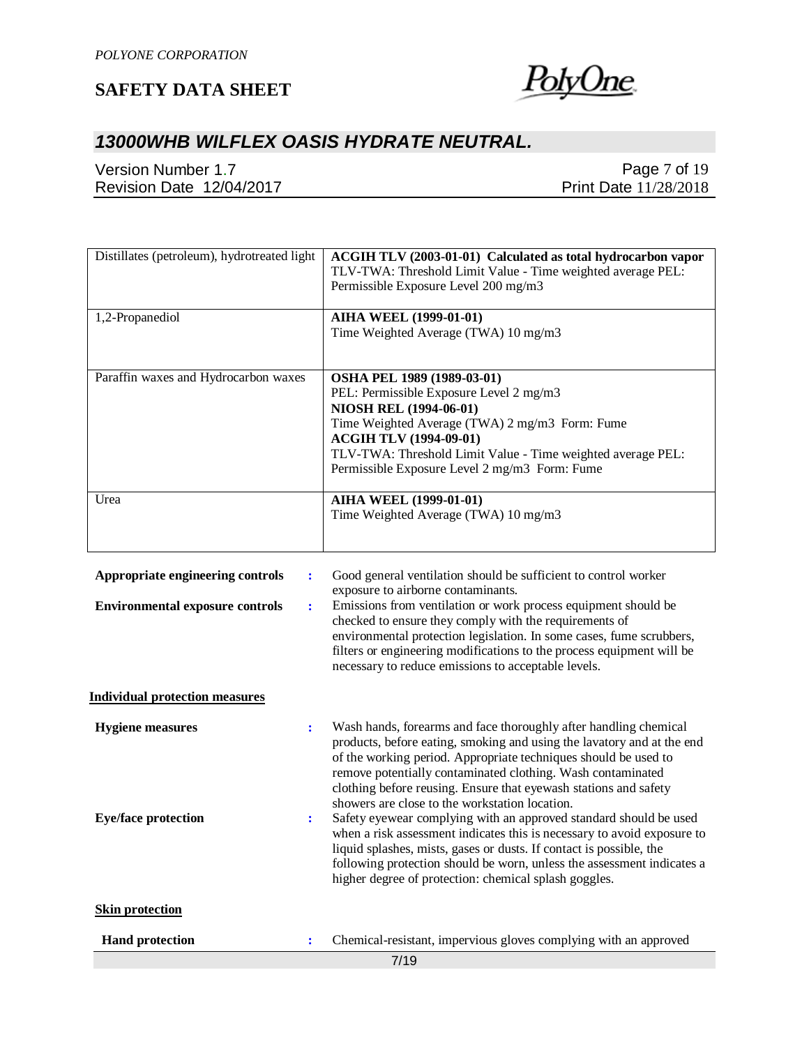| | |
|---|---|
| Distillates (petroleum), hydrotreated light | **ACGIH TLV (2003-01-01) Calculated as total hydrocarbon vapor**<br>TLV-TWA: Threshold Limit Value - Time weighted average PEL: Permissible Exposure Level 200 mg/m3 |
| 1,2-Propanediol | **AIHA WEEL (1999-01-01)**<br>Time Weighted Average (TWA) 10 mg/m3 |
| Paraffin waxes and Hydrocarbon waxes | **OSHA PEL 1989 (1989-03-01)**<br>PEL: Permissible Exposure Level 2 mg/m3<br>**NIOSH REL (1994-06-01)**<br>Time Weighted Average (TWA) 2 mg/m3 Form: Fume<br>**ACGIH TLV (1994-09-01)**<br>TLV-TWA: Threshold Limit Value - Time weighted average PEL: Permissible Exposure Level 2 mg/m3 Form: Fume |
| Urea | **AIHA WEEL (1999-01-01)**<br>Time Weighted Average (TWA) 10 mg/m3 |

**Appropriate engineering controls** : Good general ventilation should be sufficient to control worker exposure to airborne contaminants.

**Environmental exposure controls** : Emissions from ventilation or work process equipment should be checked to ensure they comply with the requirements of environmental protection legislation. In some cases, fume scrubbers, filters or engineering modifications to the process equipment will be necessary to reduce emissions to acceptable levels.

**Individual protection measures**

**Hygiene measures** : Wash hands, forearms and face thoroughly after handling chemical products, before eating, smoking and using the lavatory and at the end of the working period. Appropriate techniques should be used to remove potentially contaminated clothing. Wash contaminated clothing before reusing. Ensure that eyewash stations and safety showers are close to the workstation location.

**Eye/face protection** : Safety eyewear complying with an approved standard should be used when a risk assessment indicates this is necessary to avoid exposure to liquid splashes, mists, gases or dusts. If contact is possible, the following protection should be worn, unless the assessment indicates a higher degree of protection: chemical splash goggles.

**Skin protection**

**Hand protection** : Chemical-resistant, impervious gloves complying with an approved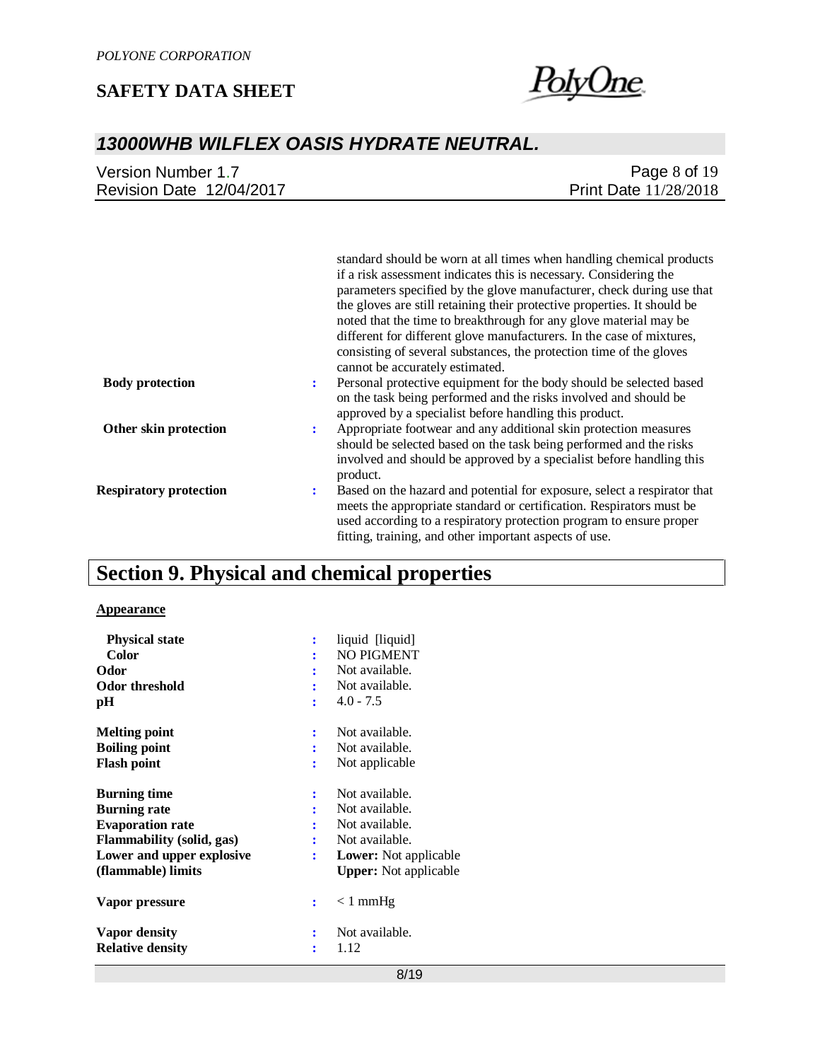standard should be worn at all times when handling chemical products if a risk assessment indicates this is necessary. Considering the parameters specified by the glove manufacturer, check during use that the gloves are still retaining their protective properties. It should be noted that the time to breakthrough for any glove material may be different for different glove manufacturers. In the case of mixtures, consisting of several substances, the protection time of the gloves cannot be accurately estimated.

**Body protection** : Personal protective equipment for the body should be selected based on the task being performed and the risks involved and should be approved by a specialist before handling this product.

**Other skin protection** : Appropriate footwear and any additional skin protection measures should be selected based on the task being performed and the risks involved and should be approved by a specialist before handling this product.

**Respiratory protection** : Based on the hazard and potential for exposure, select a respirator that meets the appropriate standard or certification. Respirators must be used according to a respiratory protection program to ensure proper fitting, training, and other important aspects of use.

# Section 9. Physical and chemical properties

**Appearance**

| | | |
|---|---|---|
| **Physical state** | : | liquid [liquid] |
| **Color** | : | NO PIGMENT |
| **Odor** | : | Not available. |
| **Odor threshold** | : | Not available. |
| **pH** | : | 4.0 - 7.5 |
| **Melting point** | : | Not available. |
| **Boiling point** | : | Not available. |
| **Flash point** | : | Not applicable |
| **Burning time** | : | Not available. |
| **Burning rate** | : | Not available. |
| **Evaporation rate** | : | Not available. |
| **Flammability (solid, gas)** | : | Not available. |
| **Lower and upper explosive (flammable) limits** | : | **Lower:** Not applicable<br>**Upper:** Not applicable |
| **Vapor pressure** | : | < 1 mmHg |
| **Vapor density** | : | Not available. |
| **Relative density** | : | 1.12 |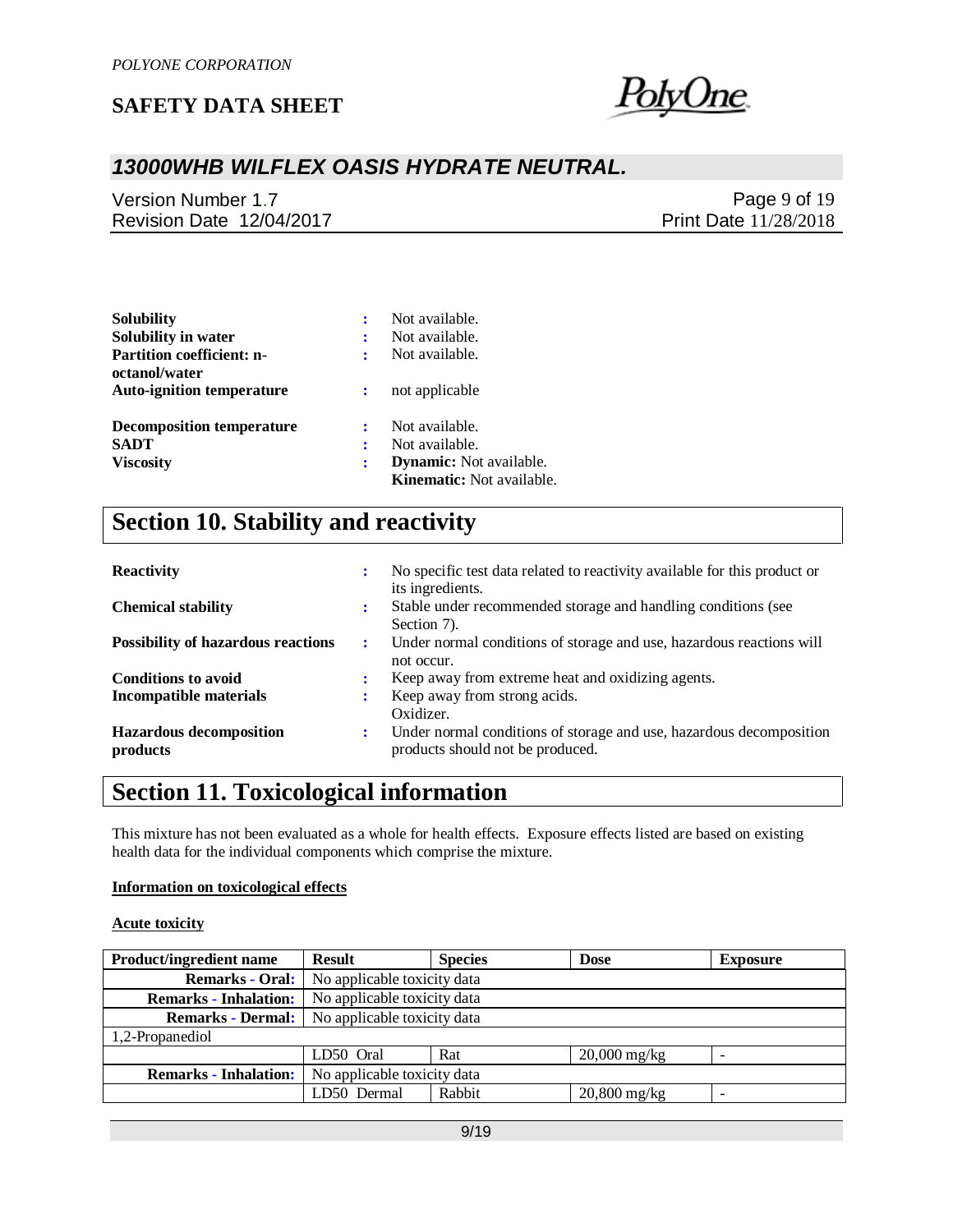| | | |
|---|---|---|
| **Solubility** | : | Not available. |
| **Solubility in water** | : | Not available. |
| **Partition coefficient: n-octanol/water** | : | Not available. |
| **Auto-ignition temperature** | : | not applicable |
| **Decomposition temperature** | : | Not available. |
| **SADT** | : | Not available. |
| **Viscosity** | : | **Dynamic:** Not available.<br>**Kinematic:** Not available. |

## Section 10. Stability and reactivity

| | | |
|---|---|---|
| **Reactivity** | : | No specific test data related to reactivity available for this product or its ingredients. |
| **Chemical stability** | : | Stable under recommended storage and handling conditions (see Section 7). |
| **Possibility of hazardous reactions** | : | Under normal conditions of storage and use, hazardous reactions will not occur. |
| **Conditions to avoid** | : | Keep away from extreme heat and oxidizing agents. |
| **Incompatible materials** | : | Keep away from strong acids.<br>Oxidizer. |
| **Hazardous decomposition products** | : | Under normal conditions of storage and use, hazardous decomposition products should not be produced. |

## Section 11. Toxicological information

This mixture has not been evaluated as a whole for health effects. Exposure effects listed are based on existing health data for the individual components which comprise the mixture.

**Information on toxicological effects**

**Acute toxicity**

| Product/ingredient name | Result | Species | Dose | Exposure |
|---|---|---|---|---|
| **Remarks - Oral:** | No applicable toxicity data | | | |
| **Remarks - Inhalation:** | No applicable toxicity data | | | |
| **Remarks - Dermal:** | No applicable toxicity data | | | |
| 1,2-Propanediol | | | | |
| | LD50 Oral | Rat | 20,000 mg/kg | - |
| **Remarks - Inhalation:** | No applicable toxicity data | | | |
| | LD50 Dermal | Rabbit | 20,800 mg/kg | - |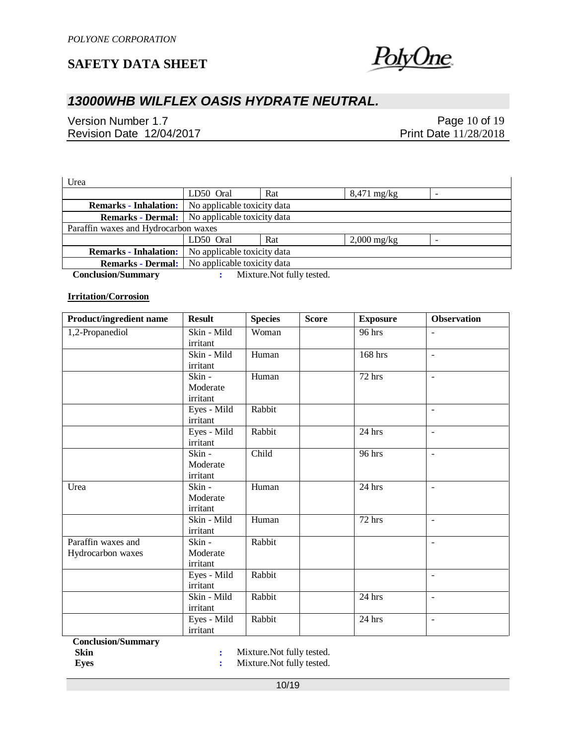| Urea | | | | |
|---|---|---|---|---|
| | LD50 Oral | Rat | 8,471 mg/kg | - |
| **Remarks - Inhalation:** | No applicable toxicity data | | | |
| **Remarks - Dermal:** | No applicable toxicity data | | | |
| Paraffin waxes and Hydrocarbon waxes | | | | |
| | LD50 Oral | Rat | 2,000 mg/kg | - |
| **Remarks - Inhalation:** | No applicable toxicity data | | | |
| **Remarks - Dermal:** | No applicable toxicity data | | | |

**Conclusion/Summary** : Mixture.Not fully tested.

**Irritation/Corrosion**

| Product/ingredient name | Result | Species | Score | Exposure | Observation |
|---|---|---|---|---|---|
| 1,2-Propanediol | Skin - Mild irritant | Woman | | 96 hrs | - |
| | Skin - Mild irritant | Human | | 168 hrs | - |
| | Skin - Moderate irritant | Human | | 72 hrs | - |
| | Eyes - Mild irritant | Rabbit | | | - |
| | Eyes - Mild irritant | Rabbit | | 24 hrs | - |
| | Skin - Moderate irritant | Child | | 96 hrs | - |
| Urea | Skin - Moderate irritant | Human | | 24 hrs | - |
| | Skin - Mild irritant | Human | | 72 hrs | - |
| Paraffin waxes and Hydrocarbon waxes | Skin - Moderate irritant | Rabbit | | | - |
| | Eyes - Mild irritant | Rabbit | | | - |
| | Skin - Mild irritant | Rabbit | | 24 hrs | - |
| | Eyes - Mild irritant | Rabbit | | 24 hrs | - |

**Conclusion/Summary**

**Skin** : Mixture.Not fully tested.

**Eyes** : Mixture.Not fully tested.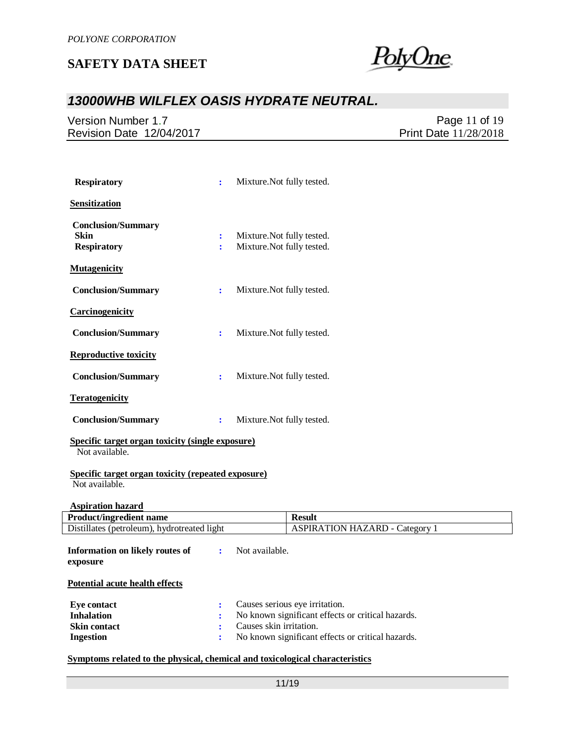**Respiratory** : Mixture.Not fully tested.

**Sensitization**

**Conclusion/Summary**

**Skin** : Mixture.Not fully tested.

**Respiratory** : Mixture.Not fully tested.

**Mutagenicity**

**Conclusion/Summary** : Mixture.Not fully tested.

**Carcinogenicity**

**Conclusion/Summary** : Mixture.Not fully tested.

**Reproductive toxicity**

**Conclusion/Summary** : Mixture.Not fully tested.

**Teratogenicity**

**Conclusion/Summary** : Mixture.Not fully tested.

**Specific target organ toxicity (single exposure)**

Not available.

**Specific target organ toxicity (repeated exposure)**

Not available.

**Aspiration hazard**

| Product/ingredient name | Result |
|---|---|
| Distillates (petroleum), hydrotreated light | ASPIRATION HAZARD - Category 1 |

**Information on likely routes of exposure** : Not available.

**Potential acute health effects**

**Eye contact** : Causes serious eye irritation.

**Inhalation** : No known significant effects or critical hazards.

**Skin contact** : Causes skin irritation.

**Ingestion** : No known significant effects or critical hazards.

**Symptoms related to the physical, chemical and toxicological characteristics**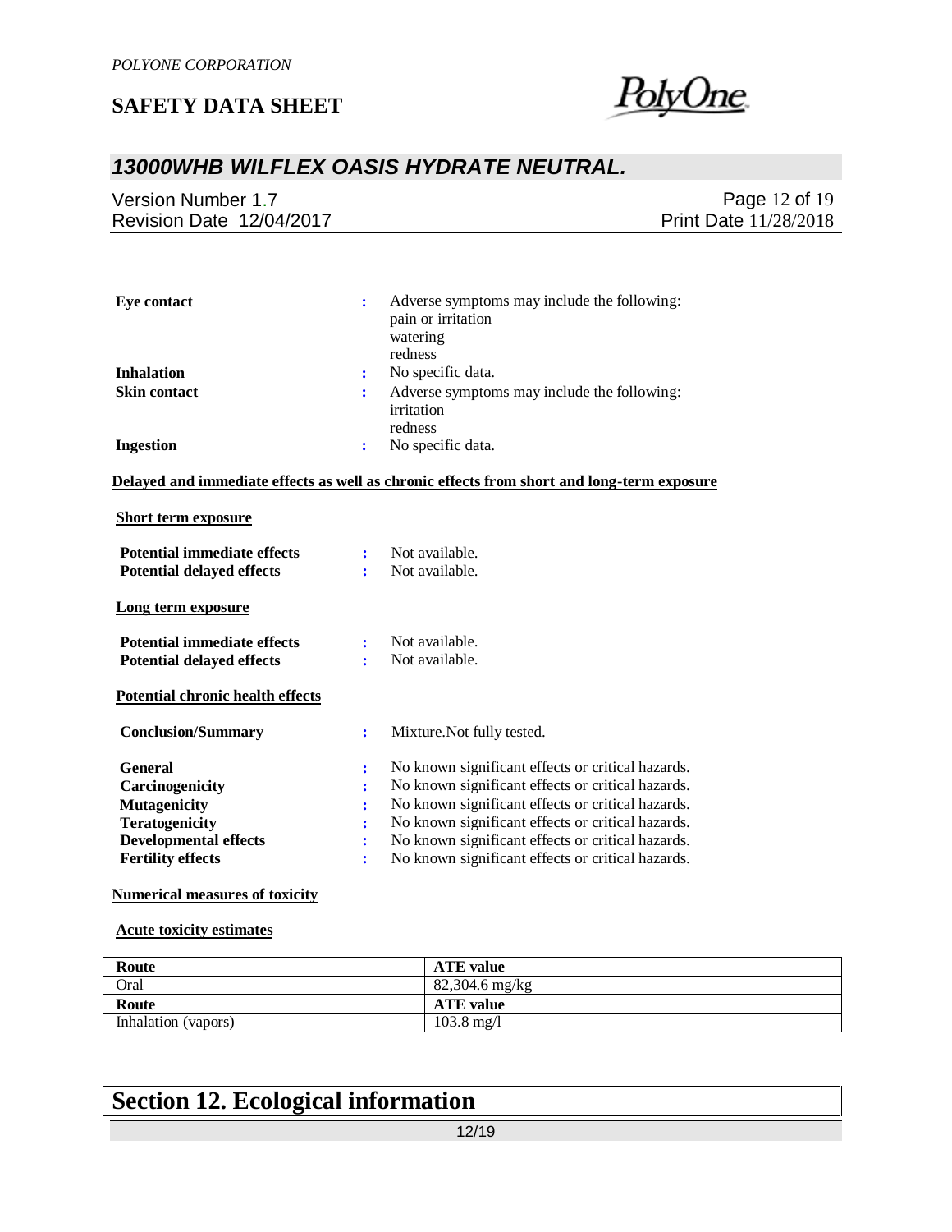**Eye contact** : Adverse symptoms may include the following:
pain or irritation
watering
redness

**Inhalation** : No specific data.

**Skin contact** : Adverse symptoms may include the following:
irritation
redness

**Ingestion** : No specific data.

**Delayed and immediate effects as well as chronic effects from short and long-term exposure**

**Short term exposure**

**Potential immediate effects** : Not available.
**Potential delayed effects** : Not available.

**Long term exposure**

**Potential immediate effects** : Not available.
**Potential delayed effects** : Not available.

**Potential chronic health effects**

**Conclusion/Summary** : Mixture.Not fully tested.

**General** : No known significant effects or critical hazards.
**Carcinogenicity** : No known significant effects or critical hazards.
**Mutagenicity** : No known significant effects or critical hazards.
**Teratogenicity** : No known significant effects or critical hazards.
**Developmental effects** : No known significant effects or critical hazards.
**Fertility effects** : No known significant effects or critical hazards.

**Numerical measures of toxicity**

**Acute toxicity estimates**

| Route | ATE value |
|---|---|
| Oral | 82,304.6 mg/kg |
| **Route** | **ATE value** |
| Inhalation (vapors) | 103.8 mg/l |

# Section 12. Ecological information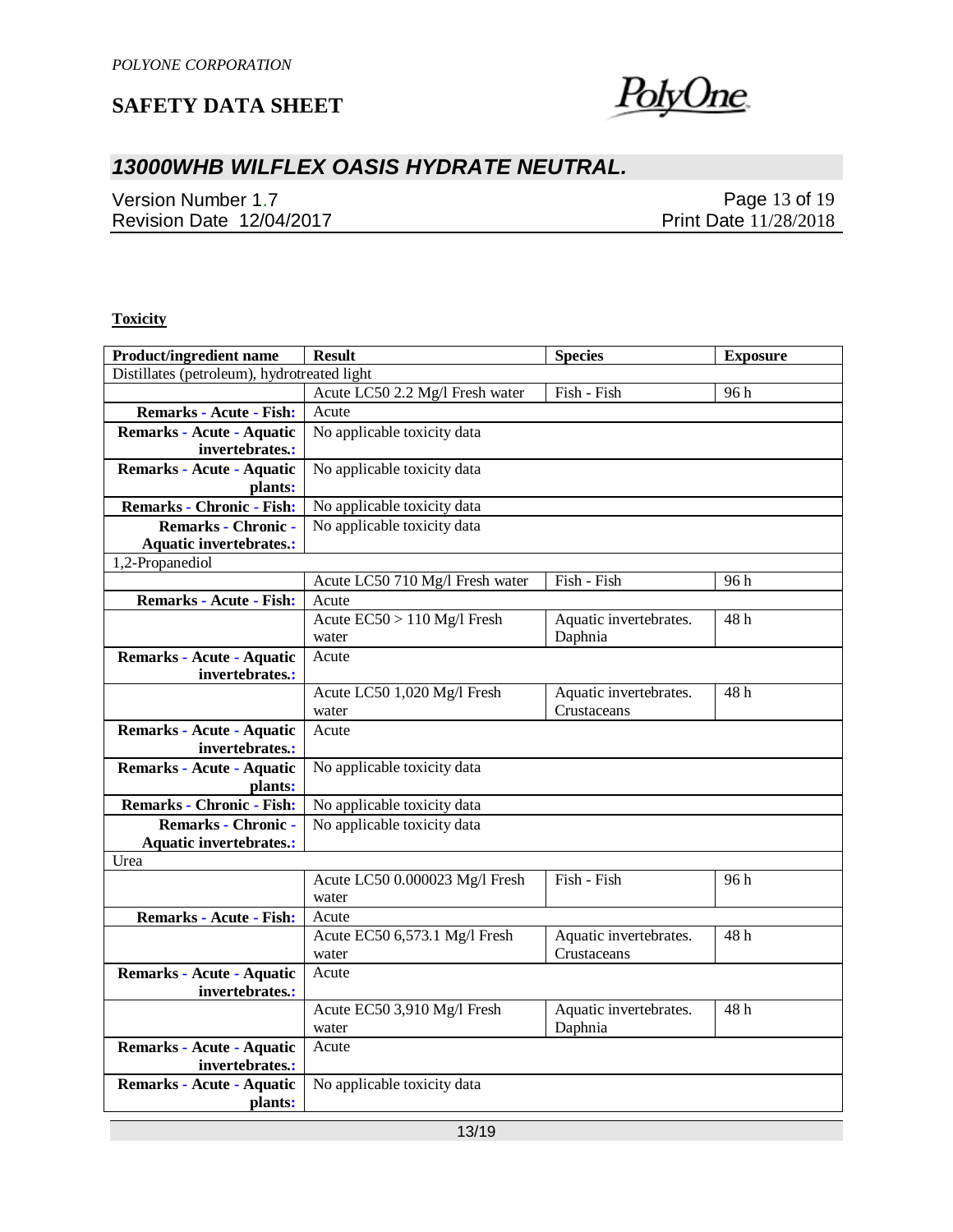**Toxicity**

| Product/ingredient name | Result | Species | Exposure |
|---|---|---|---|
| Distillates (petroleum), hydrotreated light | | | |
| | Acute LC50 2.2 Mg/l Fresh water | Fish - Fish | 96 h |
| **Remarks - Acute - Fish:** | Acute | | |
| **Remarks - Acute - Aquatic invertebrates.:** | No applicable toxicity data | | |
| **Remarks - Acute - Aquatic plants:** | No applicable toxicity data | | |
| **Remarks - Chronic - Fish:** | No applicable toxicity data | | |
| **Remarks - Chronic - Aquatic invertebrates.:** | No applicable toxicity data | | |
| 1,2-Propanediol | | | |
| | Acute LC50 710 Mg/l Fresh water | Fish - Fish | 96 h |
| **Remarks - Acute - Fish:** | Acute | | |
| | Acute EC50 > 110 Mg/l Fresh water | Aquatic invertebrates. Daphnia | 48 h |
| **Remarks - Acute - Aquatic invertebrates.:** | Acute | | |
| | Acute LC50 1,020 Mg/l Fresh water | Aquatic invertebrates. Crustaceans | 48 h |
| **Remarks - Acute - Aquatic invertebrates.:** | Acute | | |
| **Remarks - Acute - Aquatic plants:** | No applicable toxicity data | | |
| **Remarks - Chronic - Fish:** | No applicable toxicity data | | |
| **Remarks - Chronic - Aquatic invertebrates.:** | No applicable toxicity data | | |
| Urea | | | |
| | Acute LC50 0.000023 Mg/l Fresh water | Fish - Fish | 96 h |
| **Remarks - Acute - Fish:** | Acute | | |
| | Acute EC50 6,573.1 Mg/l Fresh water | Aquatic invertebrates. Crustaceans | 48 h |
| **Remarks - Acute - Aquatic invertebrates.:** | Acute | | |
| | Acute EC50 3,910 Mg/l Fresh water | Aquatic invertebrates. Daphnia | 48 h |
| **Remarks - Acute - Aquatic invertebrates.:** | Acute | | |
| **Remarks - Acute - Aquatic plants:** | No applicable toxicity data | | |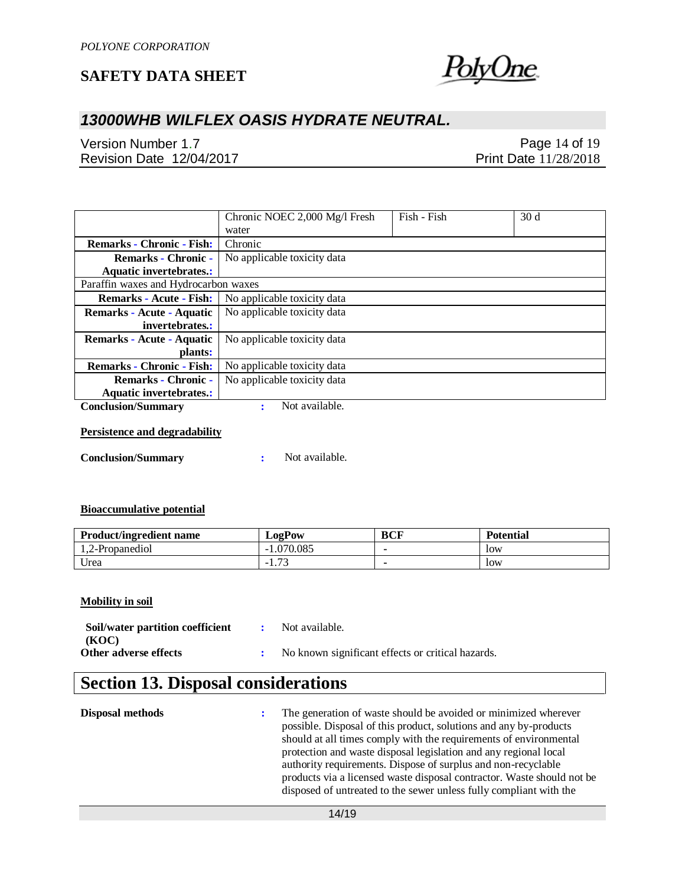|  | Chronic NOEC 2,000 Mg/l Fresh water | Fish - Fish | 30 d |
|---|---|---|---|
| **Remarks - Chronic - Fish:** | Chronic | | |
| **Remarks - Chronic - Aquatic invertebrates.:** | No applicable toxicity data | | |
| Paraffin waxes and Hydrocarbon waxes | | | |
| **Remarks - Acute - Fish:** | No applicable toxicity data | | |
| **Remarks - Acute - Aquatic invertebrates.:** | No applicable toxicity data | | |
| **Remarks - Acute - Aquatic plants:** | No applicable toxicity data | | |
| **Remarks - Chronic - Fish:** | No applicable toxicity data | | |
| **Remarks - Chronic - Aquatic invertebrates.:** | No applicable toxicity data | | |

**Conclusion/Summary** : Not available.

**Persistence and degradability**

**Conclusion/Summary** : Not available.

**Bioaccumulative potential**

| Product/ingredient name | LogPow | BCF | Potential |
|---|---|---|---|
| 1,2-Propanediol | -1.070.085 | - | low |
| Urea | -1.73 | - | low |

**Mobility in soil**

**Soil/water partition coefficient (KOC)** : Not available.

**Other adverse effects** : No known significant effects or critical hazards.

# Section 13. Disposal considerations

**Disposal methods** : The generation of waste should be avoided or minimized wherever possible. Disposal of this product, solutions and any by-products should at all times comply with the requirements of environmental protection and waste disposal legislation and any regional local authority requirements. Dispose of surplus and non-recyclable products via a licensed waste disposal contractor. Waste should not be disposed of untreated to the sewer unless fully compliant with the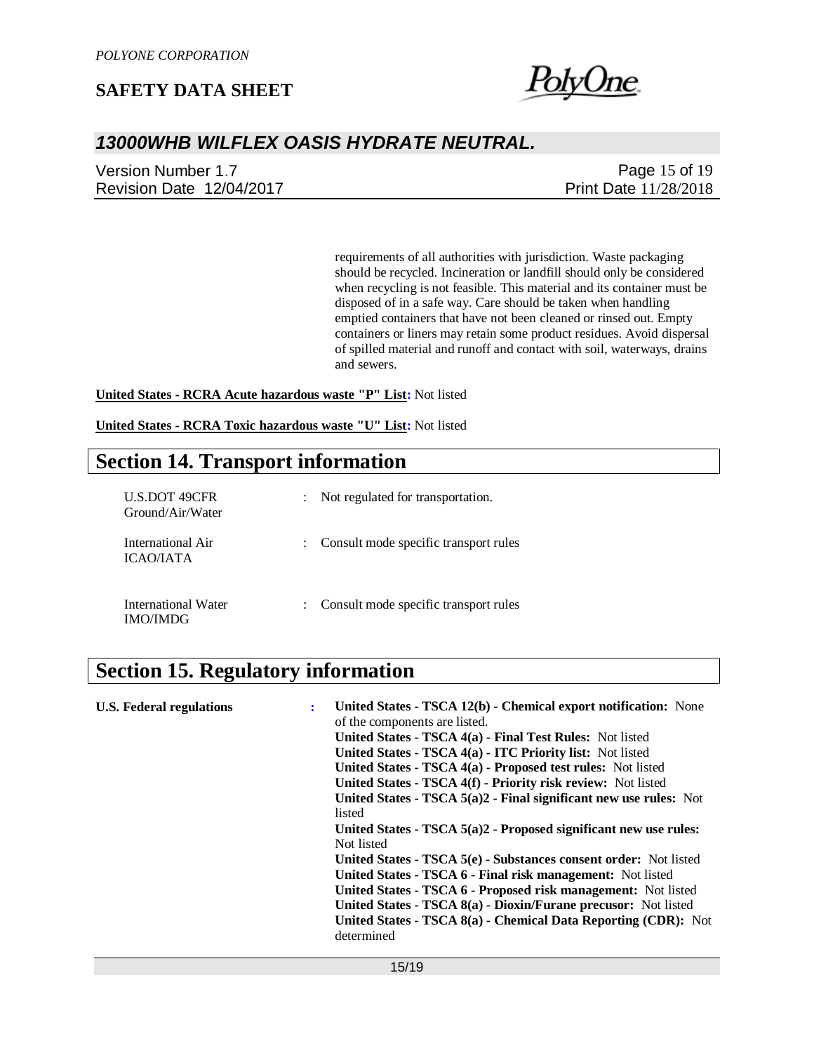requirements of all authorities with jurisdiction. Waste packaging should be recycled. Incineration or landfill should only be considered when recycling is not feasible. This material and its container must be disposed of in a safe way. Care should be taken when handling emptied containers that have not been cleaned or rinsed out. Empty containers or liners may retain some product residues. Avoid dispersal of spilled material and runoff and contact with soil, waterways, drains and sewers.

**United States - RCRA Acute hazardous waste "P" List:** Not listed

**United States - RCRA Toxic hazardous waste "U" List:** Not listed

## Section 14. Transport information

| | | |
|---|---|---|
| U.S.DOT 49CFR Ground/Air/Water | : | Not regulated for transportation. |
| International Air ICAO/IATA | : | Consult mode specific transport rules |
| International Water IMO/IMDG | : | Consult mode specific transport rules |

## Section 15. Regulatory information

**U.S. Federal regulations** :

**United States - TSCA 12(b) - Chemical export notification:** None of the components are listed.
**United States - TSCA 4(a) - Final Test Rules:** Not listed
**United States - TSCA 4(a) - ITC Priority list:** Not listed
**United States - TSCA 4(a) - Proposed test rules:** Not listed
**United States - TSCA 4(f) - Priority risk review:** Not listed
**United States - TSCA 5(a)2 - Final significant new use rules:** Not listed
**United States - TSCA 5(a)2 - Proposed significant new use rules:** Not listed
**United States - TSCA 5(e) - Substances consent order:** Not listed
**United States - TSCA 6 - Final risk management:** Not listed
**United States - TSCA 6 - Proposed risk management:** Not listed
**United States - TSCA 8(a) - Dioxin/Furane precusor:** Not listed
**United States - TSCA 8(a) - Chemical Data Reporting (CDR):** Not determined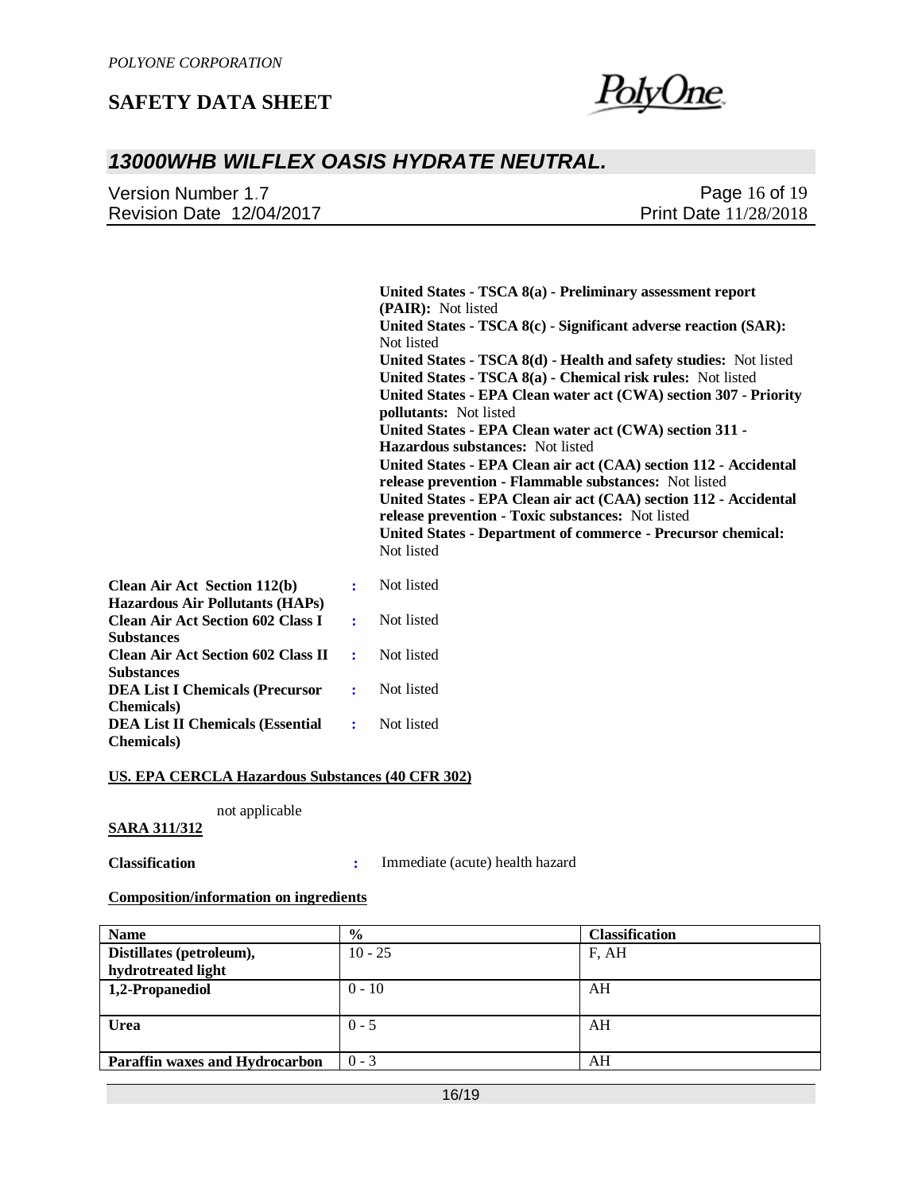**United States - TSCA 8(a) - Preliminary assessment report (PAIR):** Not listed
**United States - TSCA 8(c) - Significant adverse reaction (SAR):** Not listed
**United States - TSCA 8(d) - Health and safety studies:** Not listed
**United States - TSCA 8(a) - Chemical risk rules:** Not listed
**United States - EPA Clean water act (CWA) section 307 - Priority pollutants:** Not listed
**United States - EPA Clean water act (CWA) section 311 - Hazardous substances:** Not listed
**United States - EPA Clean air act (CAA) section 112 - Accidental release prevention - Flammable substances:** Not listed
**United States - EPA Clean air act (CAA) section 112 - Accidental release prevention - Toxic substances:** Not listed
**United States - Department of commerce - Precursor chemical:** Not listed

**Clean Air Act Section 112(b) Hazardous Air Pollutants (HAPs)** : Not listed
**Clean Air Act Section 602 Class I Substances** : Not listed
**Clean Air Act Section 602 Class II Substances** : Not listed
**DEA List I Chemicals (Precursor Chemicals)** : Not listed
**DEA List II Chemicals (Essential Chemicals)** : Not listed

**US. EPA CERCLA Hazardous Substances (40 CFR 302)**

not applicable

**SARA 311/312**

**Classification** : Immediate (acute) health hazard

**Composition/information on ingredients**

| Name | % | Classification |
|---|---|---|
| **Distillates (petroleum), hydrotreated light** | 10 - 25 | F, AH |
| **1,2-Propanediol** | 0 - 10 | AH |
| **Urea** | 0 - 5 | AH |
| **Paraffin waxes and Hydrocarbon** | 0 - 3 | AH |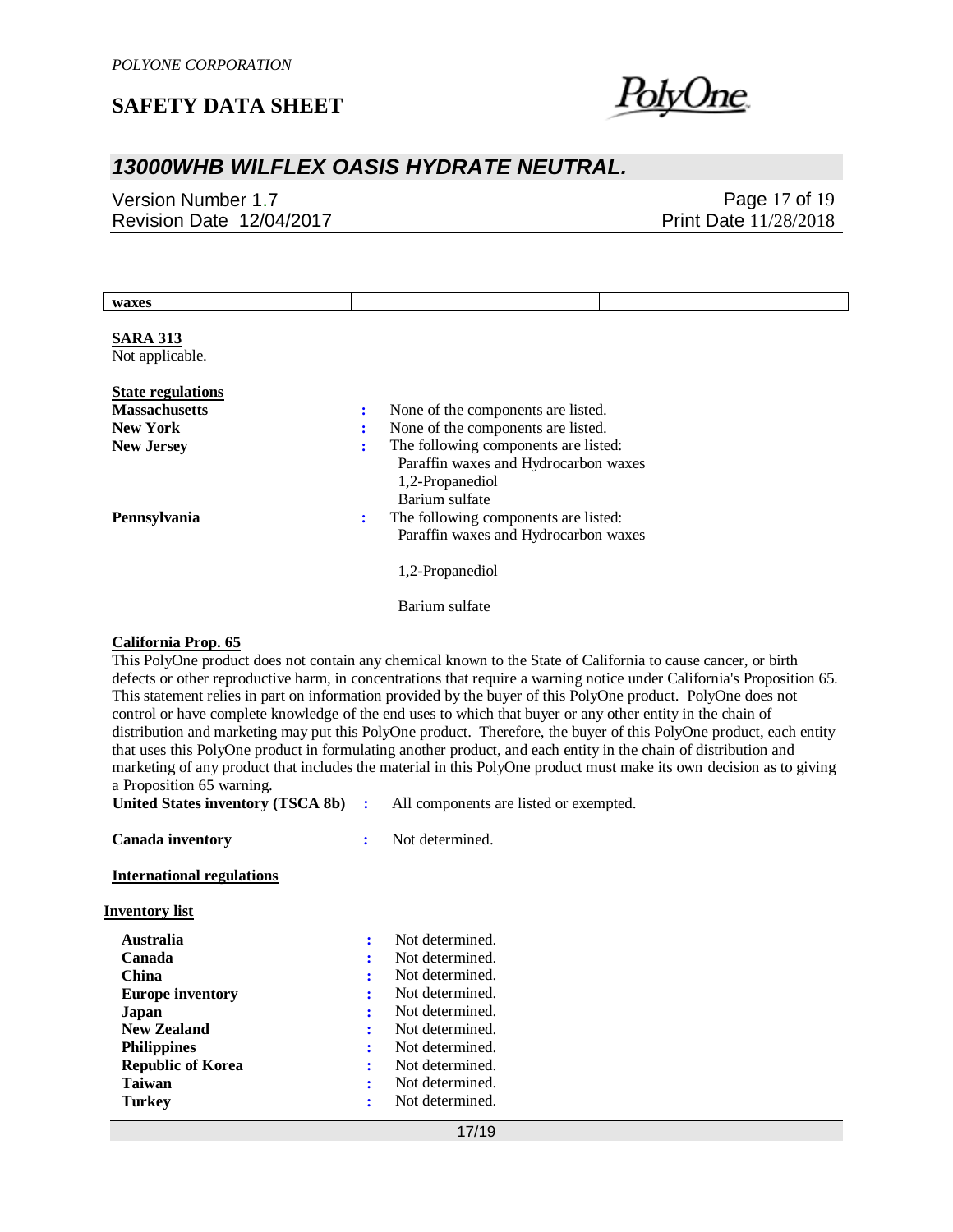| waxes | | |
|---|---|---|

**SARA 313**
Not applicable.

**State regulations**

**Massachusetts** : None of the components are listed.

**New York** : None of the components are listed.

**New Jersey** : The following components are listed:
Paraffin waxes and Hydrocarbon waxes
1,2-Propanediol
Barium sulfate

**Pennsylvania** : The following components are listed:
Paraffin waxes and Hydrocarbon waxes

1,2-Propanediol

Barium sulfate

**California Prop. 65**
This PolyOne product does not contain any chemical known to the State of California to cause cancer, or birth defects or other reproductive harm, in concentrations that require a warning notice under California's Proposition 65. This statement relies in part on information provided by the buyer of this PolyOne product. PolyOne does not control or have complete knowledge of the end uses to which that buyer or any other entity in the chain of distribution and marketing may put this PolyOne product. Therefore, the buyer of this PolyOne product, each entity that uses this PolyOne product in formulating another product, and each entity in the chain of distribution and marketing of any product that includes the material in this PolyOne product must make its own decision as to giving a Proposition 65 warning.

**United States inventory (TSCA 8b)** : All components are listed or exempted.

**Canada inventory** : Not determined.

**International regulations**

**Inventory list**

**Australia** : Not determined.
**Canada** : Not determined.
**China** : Not determined.
**Europe inventory** : Not determined.
**Japan** : Not determined.
**New Zealand** : Not determined.
**Philippines** : Not determined.
**Republic of Korea** : Not determined.
**Taiwan** : Not determined.
**Turkey** : Not determined.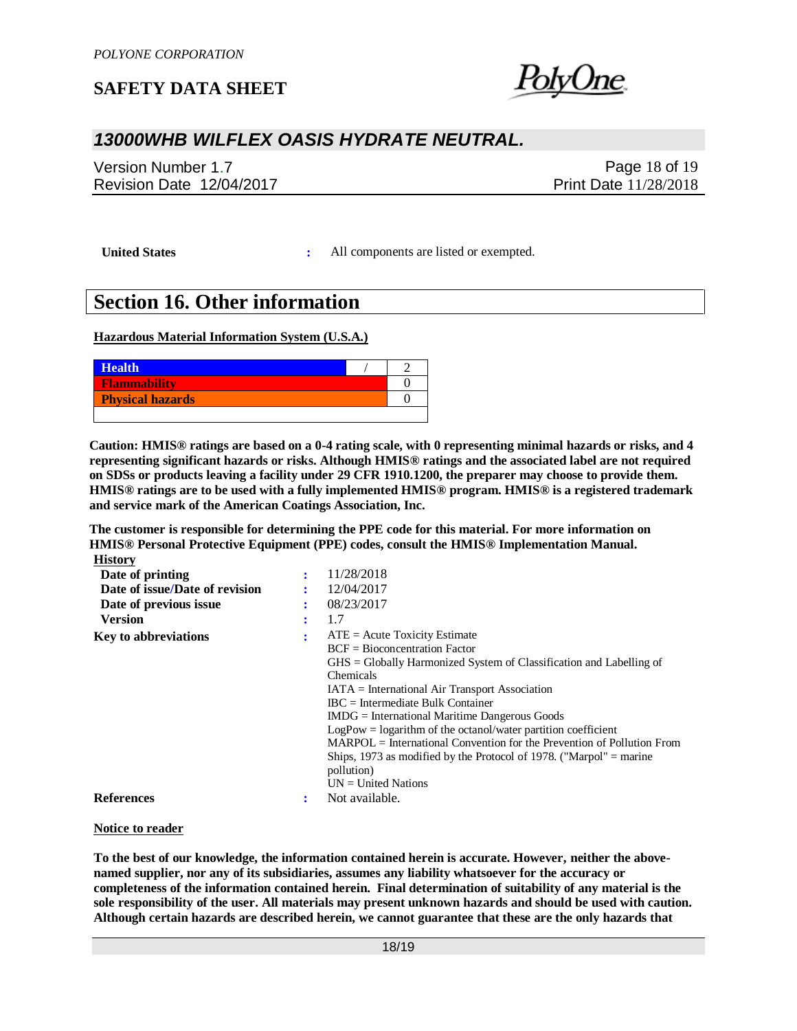| United States | : | All components are listed or exempted. |
|---|---|---|

## Section 16. Other information

**Hazardous Material Information System (U.S.A.)**

| Health | / | 2 |
|---|---|---|
| Flammability | | 0 |
| Physical hazards | | 0 |
| | | |

**Caution: HMIS® ratings are based on a 0-4 rating scale, with 0 representing minimal hazards or risks, and 4 representing significant hazards or risks. Although HMIS® ratings and the associated label are not required on SDSs or products leaving a facility under 29 CFR 1910.1200, the preparer may choose to provide them. HMIS® ratings are to be used with a fully implemented HMIS® program. HMIS® is a registered trademark and service mark of the American Coatings Association, Inc.**

**The customer is responsible for determining the PPE code for this material. For more information on HMIS® Personal Protective Equipment (PPE) codes, consult the HMIS® Implementation Manual.**

**History**

| | | |
|---|---|---|
| **Date of printing** | : | 11/28/2018 |
| **Date of issue/Date of revision** | : | 12/04/2017 |
| **Date of previous issue** | : | 08/23/2017 |
| **Version** | : | 1.7 |
| **Key to abbreviations** | : | ATE = Acute Toxicity Estimate<br>BCF = Bioconcentration Factor<br>GHS = Globally Harmonized System of Classification and Labelling of Chemicals<br>IATA = International Air Transport Association<br>IBC = Intermediate Bulk Container<br>IMDG = International Maritime Dangerous Goods<br>LogPow = logarithm of the octanol/water partition coefficient<br>MARPOL = International Convention for the Prevention of Pollution From Ships, 1973 as modified by the Protocol of 1978. ("Marpol" = marine pollution)<br>UN = United Nations |
| **References** | : | Not available. |

**Notice to reader**

**To the best of our knowledge, the information contained herein is accurate. However, neither the above-named supplier, nor any of its subsidiaries, assumes any liability whatsoever for the accuracy or completeness of the information contained herein. Final determination of suitability of any material is the sole responsibility of the user. All materials may present unknown hazards and should be used with caution. Although certain hazards are described herein, we cannot guarantee that these are the only hazards that**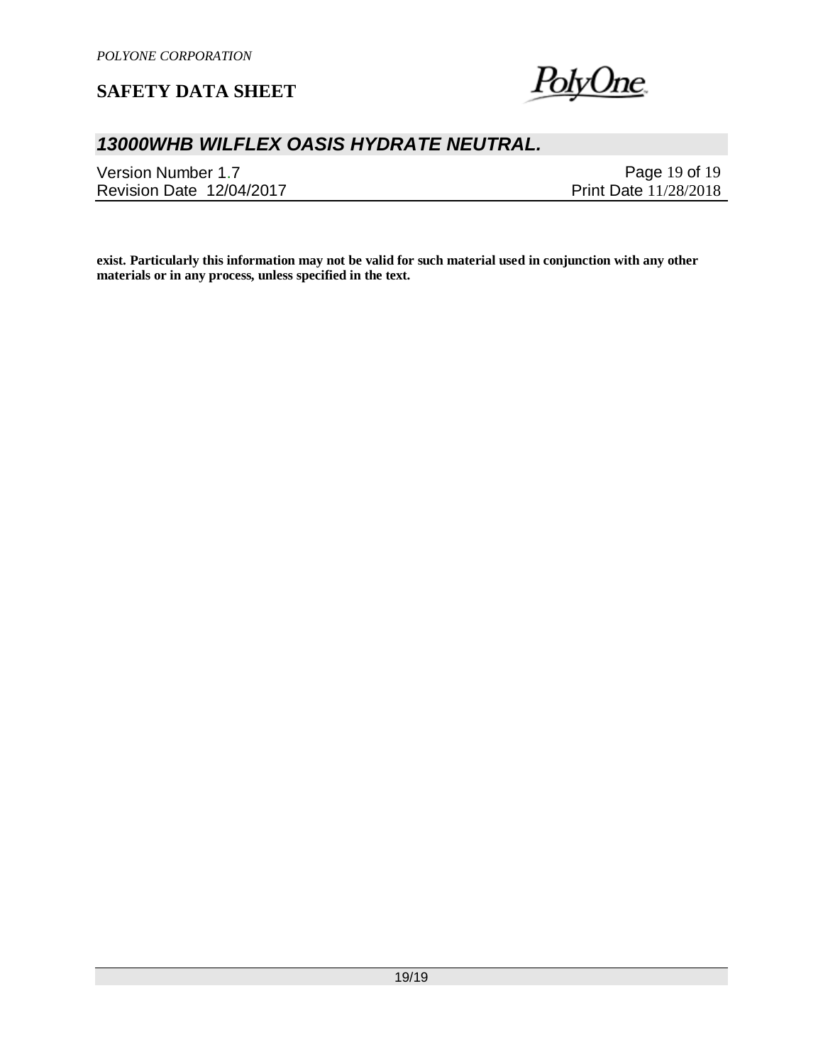**exist. Particularly this information may not be valid for such material used in conjunction with any other materials or in any process, unless specified in the text.**